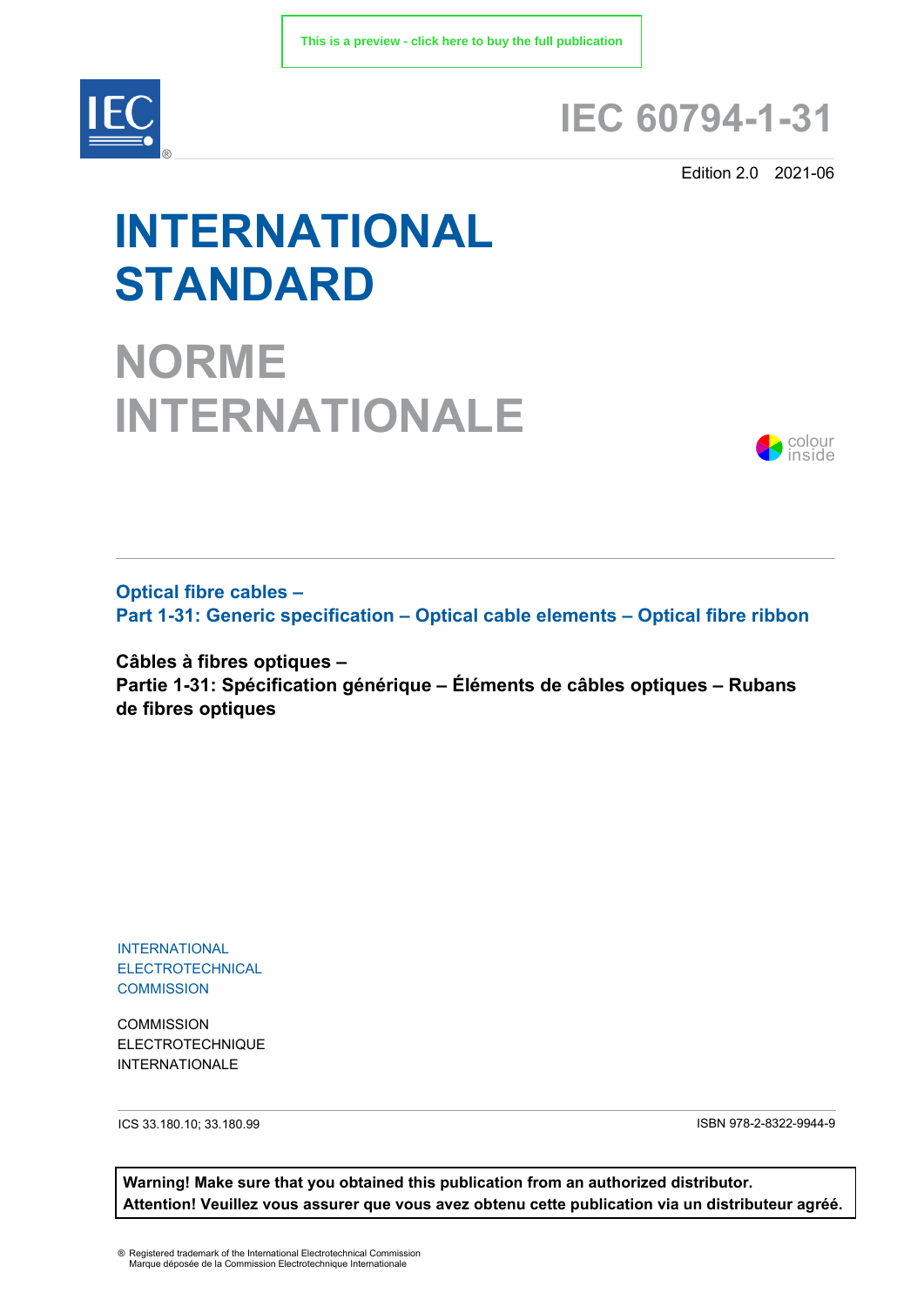This is a preview - click here to buy the full publication

# IEC 60794-1-31

Edition 2.0 2021-06

# INTERNATIONAL STANDARD

# NORME INTERNATIONALE

colour inside

**Optical fibre cables –**
**Part 1-31: Generic specification – Optical cable elements – Optical fibre ribbon**

**Câbles à fibres optiques –**
**Partie 1-31: Spécification générique – Éléments de câbles optiques – Rubans de fibres optiques**

INTERNATIONAL ELECTROTECHNICAL COMMISSION

COMMISSION ELECTROTECHNIQUE INTERNATIONALE

ICS 33.180.10; 33.180.99

ISBN 978-2-8322-9944-9

**Warning! Make sure that you obtained this publication from an authorized distributor.**
**Attention! Veuillez vous assurer que vous avez obtenu cette publication via un distributeur agréé.**

® Registered trademark of the International Electrotechnical Commission
Marque déposée de la Commission Electrotechnique Internationale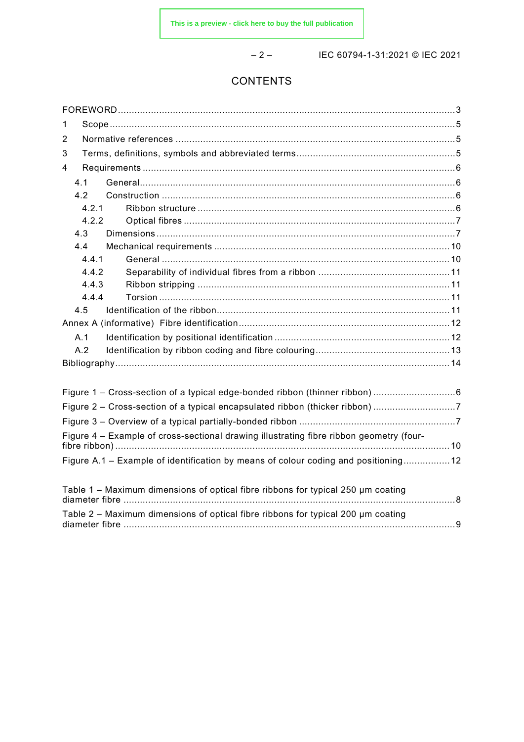# CONTENTS

FOREWORD .......... 3

1 Scope .......... 5

2 Normative references .......... 5

3 Terms, definitions, symbols and abbreviated terms .......... 5

4 Requirements .......... 6

  4.1 General .......... 6

  4.2 Construction .......... 6

    4.2.1 Ribbon structure .......... 6

    4.2.2 Optical fibres .......... 7

  4.3 Dimensions .......... 7

  4.4 Mechanical requirements .......... 10

    4.4.1 General .......... 10

    4.4.2 Separability of individual fibres from a ribbon .......... 11

    4.4.3 Ribbon stripping .......... 11

    4.4.4 Torsion .......... 11

  4.5 Identification of the ribbon .......... 11

Annex A (informative) Fibre identification .......... 12

  A.1 Identification by positional identification .......... 12

  A.2 Identification by ribbon coding and fibre colouring .......... 13

Bibliography .......... 14

Figure 1 – Cross-section of a typical edge-bonded ribbon (thinner ribbon) .......... 6

Figure 2 – Cross-section of a typical encapsulated ribbon (thicker ribbon) .......... 7

Figure 3 – Overview of a typical partially-bonded ribbon .......... 7

Figure 4 – Example of cross-sectional drawing illustrating fibre ribbon geometry (four-fibre ribbon) .......... 10

Figure A.1 – Example of identification by means of colour coding and positioning .......... 12

Table 1 – Maximum dimensions of optical fibre ribbons for typical 250 µm coating diameter fibre .......... 8

Table 2 – Maximum dimensions of optical fibre ribbons for typical 200 µm coating diameter fibre .......... 9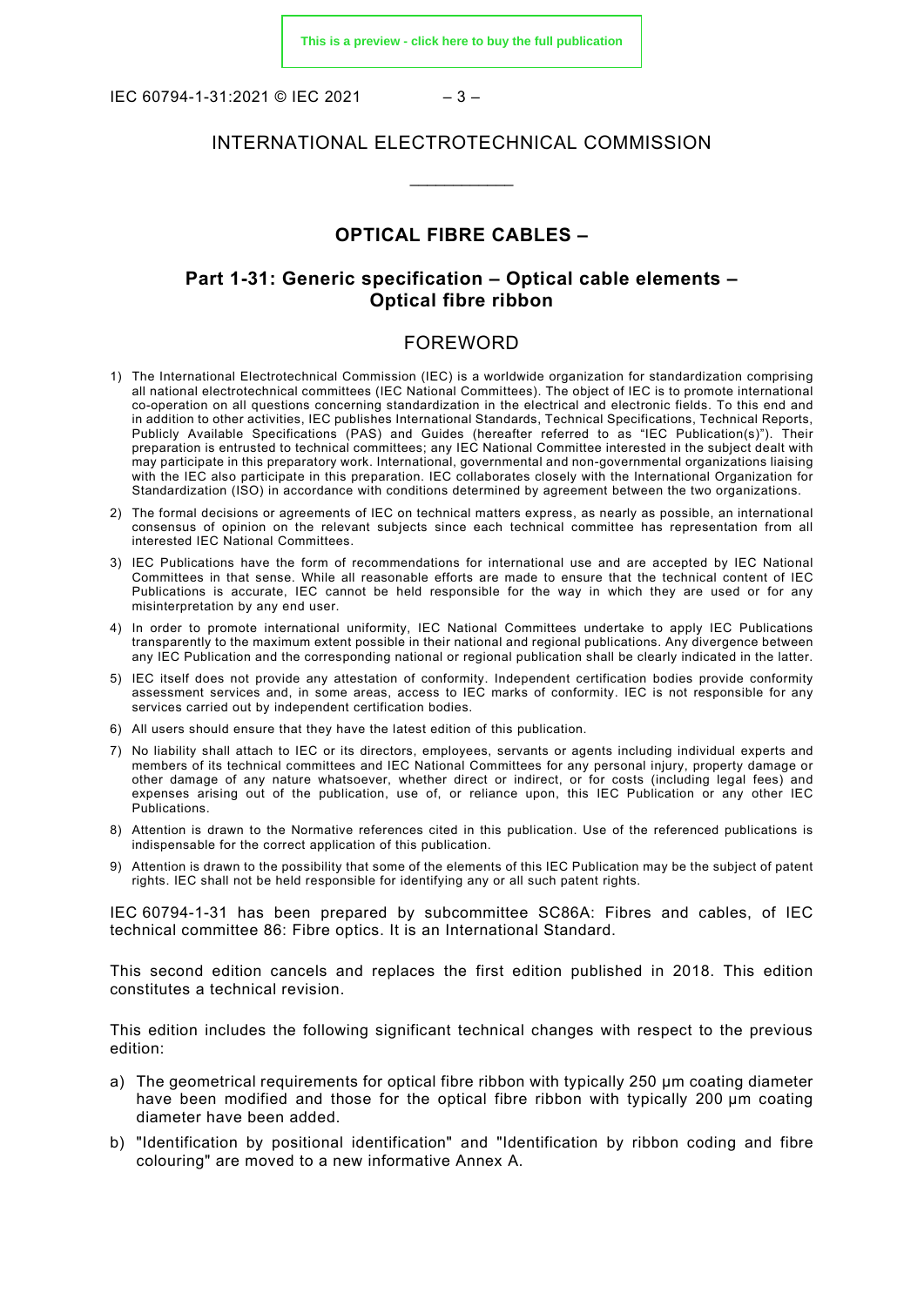# INTERNATIONAL ELECTROTECHNICAL COMMISSION

\_\_\_\_\_\_\_\_\_\_\_\_

## OPTICAL FIBRE CABLES –

## Part 1-31: Generic specification – Optical cable elements – Optical fibre ribbon

## FOREWORD

1) The International Electrotechnical Commission (IEC) is a worldwide organization for standardization comprising all national electrotechnical committees (IEC National Committees). The object of IEC is to promote international co-operation on all questions concerning standardization in the electrical and electronic fields. To this end and in addition to other activities, IEC publishes International Standards, Technical Specifications, Technical Reports, Publicly Available Specifications (PAS) and Guides (hereafter referred to as "IEC Publication(s)"). Their preparation is entrusted to technical committees; any IEC National Committee interested in the subject dealt with may participate in this preparatory work. International, governmental and non-governmental organizations liaising with the IEC also participate in this preparation. IEC collaborates closely with the International Organization for Standardization (ISO) in accordance with conditions determined by agreement between the two organizations.
2) The formal decisions or agreements of IEC on technical matters express, as nearly as possible, an international consensus of opinion on the relevant subjects since each technical committee has representation from all interested IEC National Committees.
3) IEC Publications have the form of recommendations for international use and are accepted by IEC National Committees in that sense. While all reasonable efforts are made to ensure that the technical content of IEC Publications is accurate, IEC cannot be held responsible for the way in which they are used or for any misinterpretation by any end user.
4) In order to promote international uniformity, IEC National Committees undertake to apply IEC Publications transparently to the maximum extent possible in their national and regional publications. Any divergence between any IEC Publication and the corresponding national or regional publication shall be clearly indicated in the latter.
5) IEC itself does not provide any attestation of conformity. Independent certification bodies provide conformity assessment services and, in some areas, access to IEC marks of conformity. IEC is not responsible for any services carried out by independent certification bodies.
6) All users should ensure that they have the latest edition of this publication.
7) No liability shall attach to IEC or its directors, employees, servants or agents including individual experts and members of its technical committees and IEC National Committees for any personal injury, property damage or other damage of any nature whatsoever, whether direct or indirect, or for costs (including legal fees) and expenses arising out of the publication, use of, or reliance upon, this IEC Publication or any other IEC Publications.
8) Attention is drawn to the Normative references cited in this publication. Use of the referenced publications is indispensable for the correct application of this publication.
9) Attention is drawn to the possibility that some of the elements of this IEC Publication may be the subject of patent rights. IEC shall not be held responsible for identifying any or all such patent rights.

IEC 60794-1-31 has been prepared by subcommittee SC86A: Fibres and cables, of IEC technical committee 86: Fibre optics. It is an International Standard.

This second edition cancels and replaces the first edition published in 2018. This edition constitutes a technical revision.

This edition includes the following significant technical changes with respect to the previous edition:

a) The geometrical requirements for optical fibre ribbon with typically 250 µm coating diameter have been modified and those for the optical fibre ribbon with typically 200 µm coating diameter have been added.
b) "Identification by positional identification" and "Identification by ribbon coding and fibre colouring" are moved to a new informative Annex A.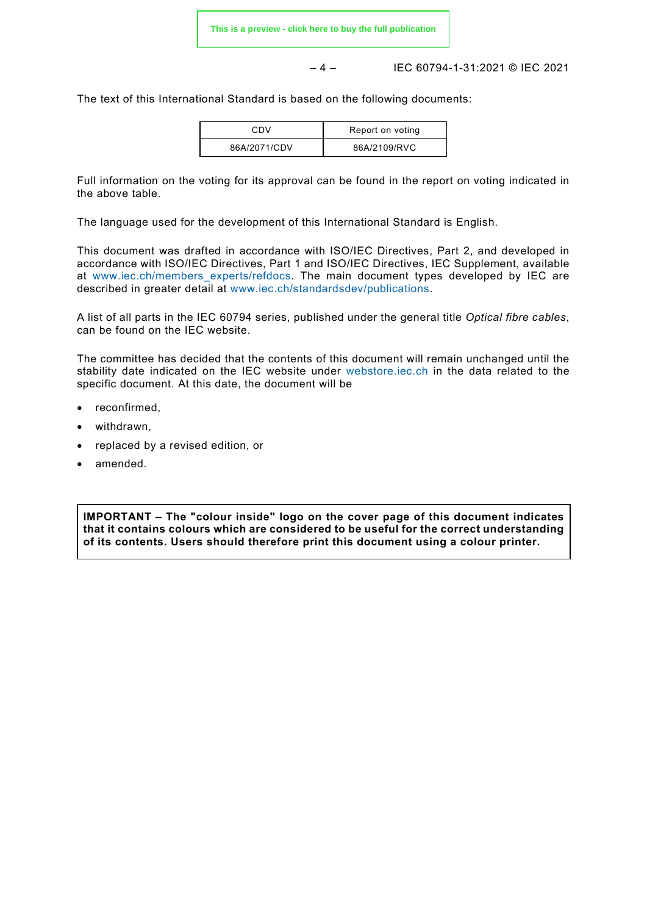The text of this International Standard is based on the following documents:

| CDV | Report on voting |
| --- | --- |
| 86A/2071/CDV | 86A/2109/RVC |

Full information on the voting for its approval can be found in the report on voting indicated in the above table.

The language used for the development of this International Standard is English.

This document was drafted in accordance with ISO/IEC Directives, Part 2, and developed in accordance with ISO/IEC Directives, Part 1 and ISO/IEC Directives, IEC Supplement, available at www.iec.ch/members_experts/refdocs. The main document types developed by IEC are described in greater detail at www.iec.ch/standardsdev/publications.

A list of all parts in the IEC 60794 series, published under the general title *Optical fibre cables*, can be found on the IEC website.

The committee has decided that the contents of this document will remain unchanged until the stability date indicated on the IEC website under webstore.iec.ch in the data related to the specific document. At this date, the document will be

- reconfirmed,
- withdrawn,
- replaced by a revised edition, or
- amended.

**IMPORTANT – The "colour inside" logo on the cover page of this document indicates that it contains colours which are considered to be useful for the correct understanding of its contents. Users should therefore print this document using a colour printer.**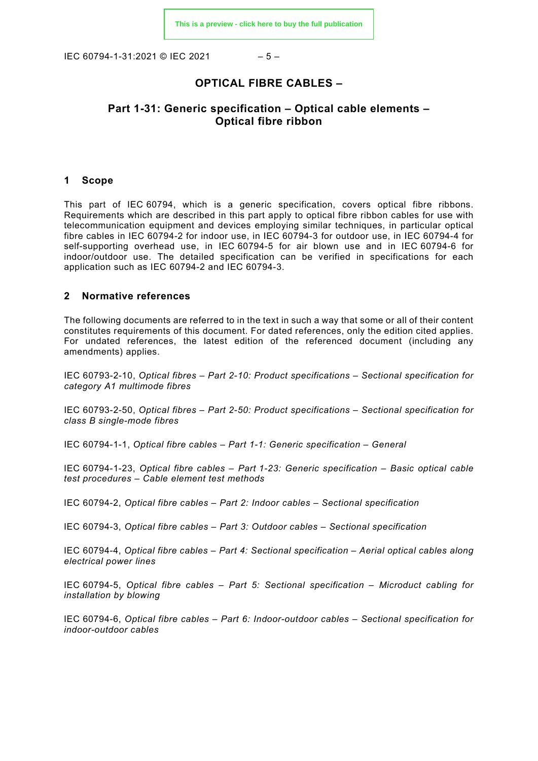# OPTICAL FIBRE CABLES –

## Part 1-31: Generic specification – Optical cable elements – Optical fibre ribbon

## 1 Scope

This part of IEC 60794, which is a generic specification, covers optical fibre ribbons. Requirements which are described in this part apply to optical fibre ribbon cables for use with telecommunication equipment and devices employing similar techniques, in particular optical fibre cables in IEC 60794-2 for indoor use, in IEC 60794-3 for outdoor use, in IEC 60794-4 for self-supporting overhead use, in IEC 60794-5 for air blown use and in IEC 60794-6 for indoor/outdoor use. The detailed specification can be verified in specifications for each application such as IEC 60794-2 and IEC 60794-3.

## 2 Normative references

The following documents are referred to in the text in such a way that some or all of their content constitutes requirements of this document. For dated references, only the edition cited applies. For undated references, the latest edition of the referenced document (including any amendments) applies.

IEC 60793-2-10, *Optical fibres – Part 2-10: Product specifications – Sectional specification for category A1 multimode fibres*

IEC 60793-2-50, *Optical fibres – Part 2-50: Product specifications – Sectional specification for class B single-mode fibres*

IEC 60794-1-1, *Optical fibre cables – Part 1-1: Generic specification – General*

IEC 60794-1-23, *Optical fibre cables – Part 1-23: Generic specification – Basic optical cable test procedures – Cable element test methods*

IEC 60794-2, *Optical fibre cables – Part 2: Indoor cables – Sectional specification*

IEC 60794-3, *Optical fibre cables – Part 3: Outdoor cables – Sectional specification*

IEC 60794-4, *Optical fibre cables – Part 4: Sectional specification – Aerial optical cables along electrical power lines*

IEC 60794-5, *Optical fibre cables – Part 5: Sectional specification – Microduct cabling for installation by blowing*

IEC 60794-6, *Optical fibre cables – Part 6: Indoor-outdoor cables – Sectional specification for indoor-outdoor cables*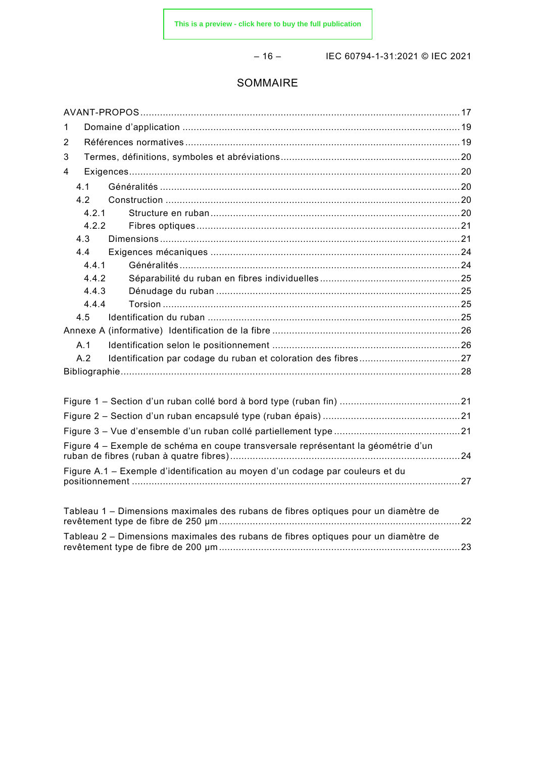# SOMMAIRE

AVANT-PROPOS ........................................................................................................ 17
1 Domaine d'application ........................................................................................ 19
2 Références normatives ........................................................................................ 19
3 Termes, définitions, symboles et abréviations ......................................................... 20
4 Exigences .............................................................................................................. 20
  4.1 Généralités ...................................................................................................... 20
  4.2 Construction .................................................................................................... 20
    4.2.1 Structure en ruban ...................................................................................... 20
    4.2.2 Fibres optiques ........................................................................................... 21
  4.3 Dimensions ...................................................................................................... 21
  4.4 Exigences mécaniques ..................................................................................... 24
    4.4.1 Généralités ................................................................................................. 24
    4.4.2 Séparabilité du ruban en fibres individuelles ................................................. 25
    4.4.3 Dénudage du ruban ..................................................................................... 25
    4.4.4 Torsion ....................................................................................................... 25
  4.5 Identification du ruban ..................................................................................... 25
Annexe A (informative) Identification de la fibre ....................................................... 26
  A.1 Identification selon le positionnement ................................................................ 26
  A.2 Identification par codage du ruban et coloration des fibres .................................... 27
Bibliographie ............................................................................................................ 28

Figure 1 – Section d'un ruban collé bord à bord type (ruban fin) ........................................ 21
Figure 2 – Section d'un ruban encapsulé type (ruban épais) .............................................. 21
Figure 3 – Vue d'ensemble d'un ruban collé partiellement type .......................................... 21
Figure 4 – Exemple de schéma en coupe transversale représentant la géométrie d'un ruban de fibres (ruban à quatre fibres) ........................................................................ 24
Figure A.1 – Exemple d'identification au moyen d'un codage par couleurs et du positionnement ................................................................................................................ 27

Tableau 1 – Dimensions maximales des rubans de fibres optiques pour un diamètre de revêtement type de fibre de 250 µm ........................................................................... 22
Tableau 2 – Dimensions maximales des rubans de fibres optiques pour un diamètre de revêtement type de fibre de 200 µm ........................................................................... 23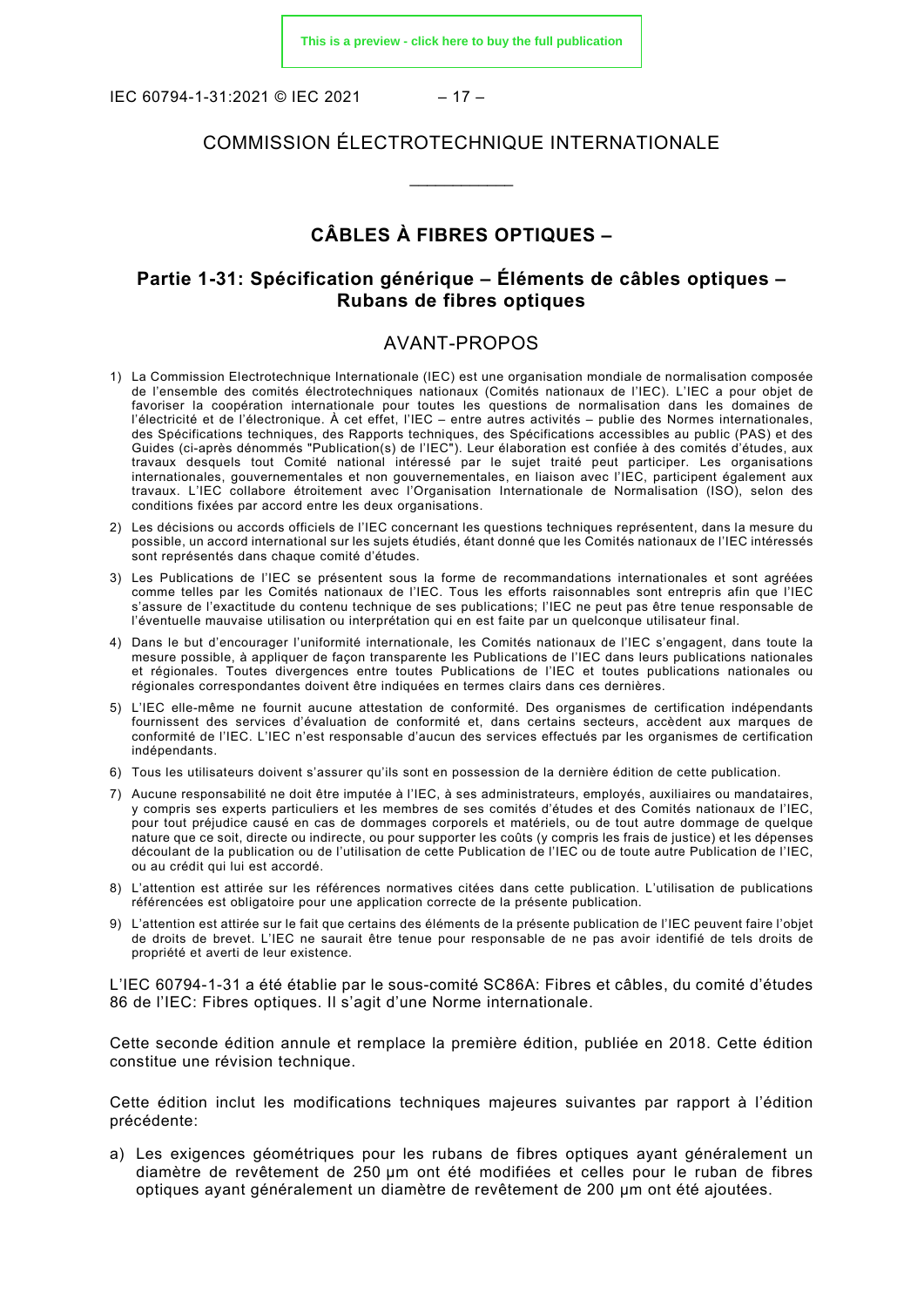# COMMISSION ÉLECTROTECHNIQUE INTERNATIONALE

\_\_\_\_\_\_\_\_\_\_\_\_

## CÂBLES À FIBRES OPTIQUES –

## Partie 1-31: Spécification générique – Éléments de câbles optiques – Rubans de fibres optiques

## AVANT-PROPOS

1) La Commission Electrotechnique Internationale (IEC) est une organisation mondiale de normalisation composée de l'ensemble des comités électrotechniques nationaux (Comités nationaux de l'IEC). L'IEC a pour objet de favoriser la coopération internationale pour toutes les questions de normalisation dans les domaines de l'électricité et de l'électronique. À cet effet, l'IEC – entre autres activités – publie des Normes internationales, des Spécifications techniques, des Rapports techniques, des Spécifications accessibles au public (PAS) et des Guides (ci-après dénommés "Publication(s) de l'IEC"). Leur élaboration est confiée à des comités d'études, aux travaux desquels tout Comité national intéressé par le sujet traité peut participer. Les organisations internationales, gouvernementales et non gouvernementales, en liaison avec l'IEC, participent également aux travaux. L'IEC collabore étroitement avec l'Organisation Internationale de Normalisation (ISO), selon des conditions fixées par accord entre les deux organisations.
2) Les décisions ou accords officiels de l'IEC concernant les questions techniques représentent, dans la mesure du possible, un accord international sur les sujets étudiés, étant donné que les Comités nationaux de l'IEC intéressés sont représentés dans chaque comité d'études.
3) Les Publications de l'IEC se présentent sous la forme de recommandations internationales et sont agréées comme telles par les Comités nationaux de l'IEC. Tous les efforts raisonnables sont entrepris afin que l'IEC s'assure de l'exactitude du contenu technique de ses publications; l'IEC ne peut pas être tenue responsable de l'éventuelle mauvaise utilisation ou interprétation qui en est faite par un quelconque utilisateur final.
4) Dans le but d'encourager l'uniformité internationale, les Comités nationaux de l'IEC s'engagent, dans toute la mesure possible, à appliquer de façon transparente les Publications de l'IEC dans leurs publications nationales et régionales. Toutes divergences entre toutes Publications de l'IEC et toutes publications nationales ou régionales correspondantes doivent être indiquées en termes clairs dans ces dernières.
5) L'IEC elle-même ne fournit aucune attestation de conformité. Des organismes de certification indépendants fournissent des services d'évaluation de conformité et, dans certains secteurs, accèdent aux marques de conformité de l'IEC. L'IEC n'est responsable d'aucun des services effectués par les organismes de certification indépendants.
6) Tous les utilisateurs doivent s'assurer qu'ils sont en possession de la dernière édition de cette publication.
7) Aucune responsabilité ne doit être imputée à l'IEC, à ses administrateurs, employés, auxiliaires ou mandataires, y compris ses experts particuliers et les membres de ses comités d'études et des Comités nationaux de l'IEC, pour tout préjudice causé en cas de dommages corporels et matériels, ou de tout autre dommage de quelque nature que ce soit, directe ou indirecte, ou pour supporter les coûts (y compris les frais de justice) et les dépenses découlant de la publication ou de l'utilisation de cette Publication de l'IEC ou de toute autre Publication de l'IEC, ou au crédit qui lui est accordé.
8) L'attention est attirée sur les références normatives citées dans cette publication. L'utilisation de publications référencées est obligatoire pour une application correcte de la présente publication.
9) L'attention est attirée sur le fait que certains des éléments de la présente publication de l'IEC peuvent faire l'objet de droits de brevet. L'IEC ne saurait être tenue pour responsable de ne pas avoir identifié de tels droits de propriété et averti de leur existence.

L'IEC 60794-1-31 a été établie par le sous-comité SC86A: Fibres et câbles, du comité d'études 86 de l'IEC: Fibres optiques. Il s'agit d'une Norme internationale.

Cette seconde édition annule et remplace la première édition, publiée en 2018. Cette édition constitue une révision technique.

Cette édition inclut les modifications techniques majeures suivantes par rapport à l'édition précédente:

a) Les exigences géométriques pour les rubans de fibres optiques ayant généralement un diamètre de revêtement de 250 µm ont été modifiées et celles pour le ruban de fibres optiques ayant généralement un diamètre de revêtement de 200 µm ont été ajoutées.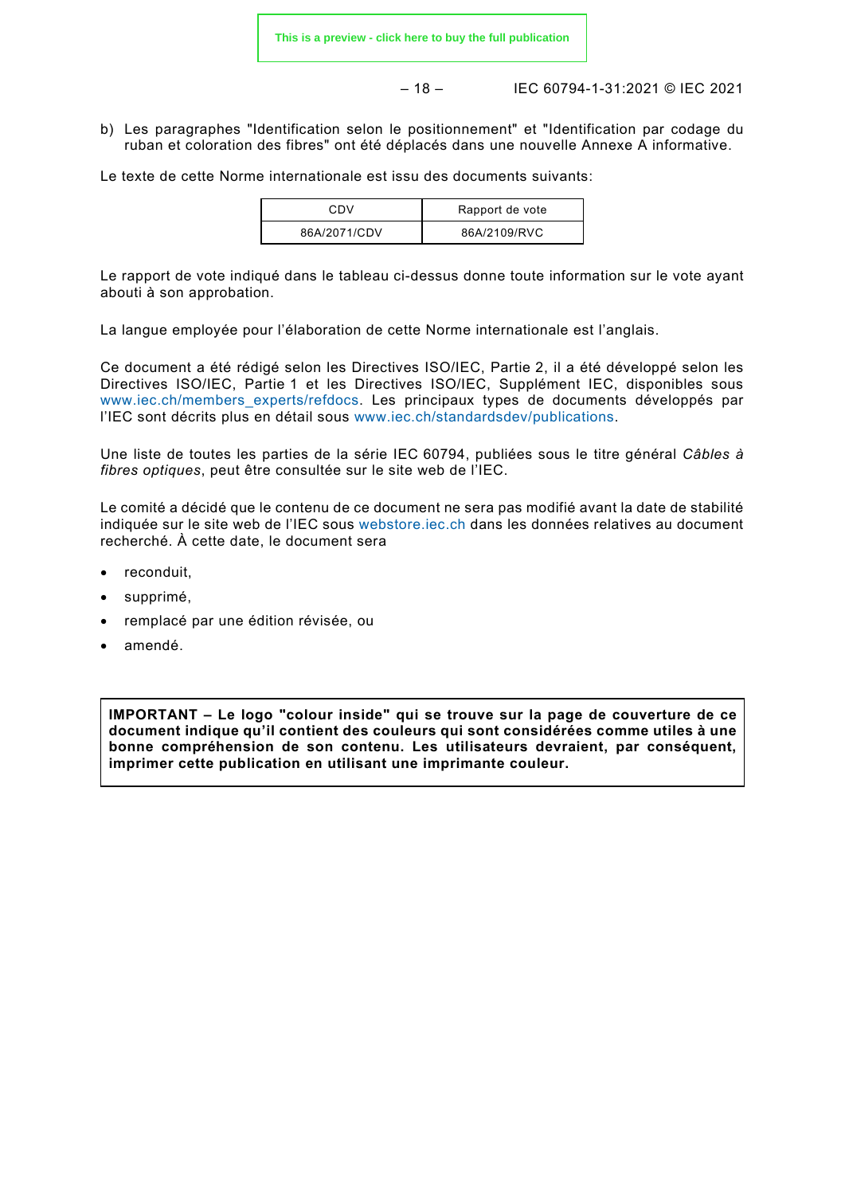b) Les paragraphes "Identification selon le positionnement" et "Identification par codage du ruban et coloration des fibres" ont été déplacés dans une nouvelle Annexe A informative.

Le texte de cette Norme internationale est issu des documents suivants:

| CDV | Rapport de vote |
|---|---|
| 86A/2071/CDV | 86A/2109/RVC |

Le rapport de vote indiqué dans le tableau ci-dessus donne toute information sur le vote ayant abouti à son approbation.

La langue employée pour l'élaboration de cette Norme internationale est l'anglais.

Ce document a été rédigé selon les Directives ISO/IEC, Partie 2, il a été développé selon les Directives ISO/IEC, Partie 1 et les Directives ISO/IEC, Supplément IEC, disponibles sous www.iec.ch/members_experts/refdocs. Les principaux types de documents développés par l'IEC sont décrits plus en détail sous www.iec.ch/standardsdev/publications.

Une liste de toutes les parties de la série IEC 60794, publiées sous le titre général *Câbles à fibres optiques*, peut être consultée sur le site web de l'IEC.

Le comité a décidé que le contenu de ce document ne sera pas modifié avant la date de stabilité indiquée sur le site web de l'IEC sous webstore.iec.ch dans les données relatives au document recherché. À cette date, le document sera

- reconduit,
- supprimé,
- remplacé par une édition révisée, ou
- amendé.

**IMPORTANT – Le logo "colour inside" qui se trouve sur la page de couverture de ce document indique qu'il contient des couleurs qui sont considérées comme utiles à une bonne compréhension de son contenu. Les utilisateurs devraient, par conséquent, imprimer cette publication en utilisant une imprimante couleur.**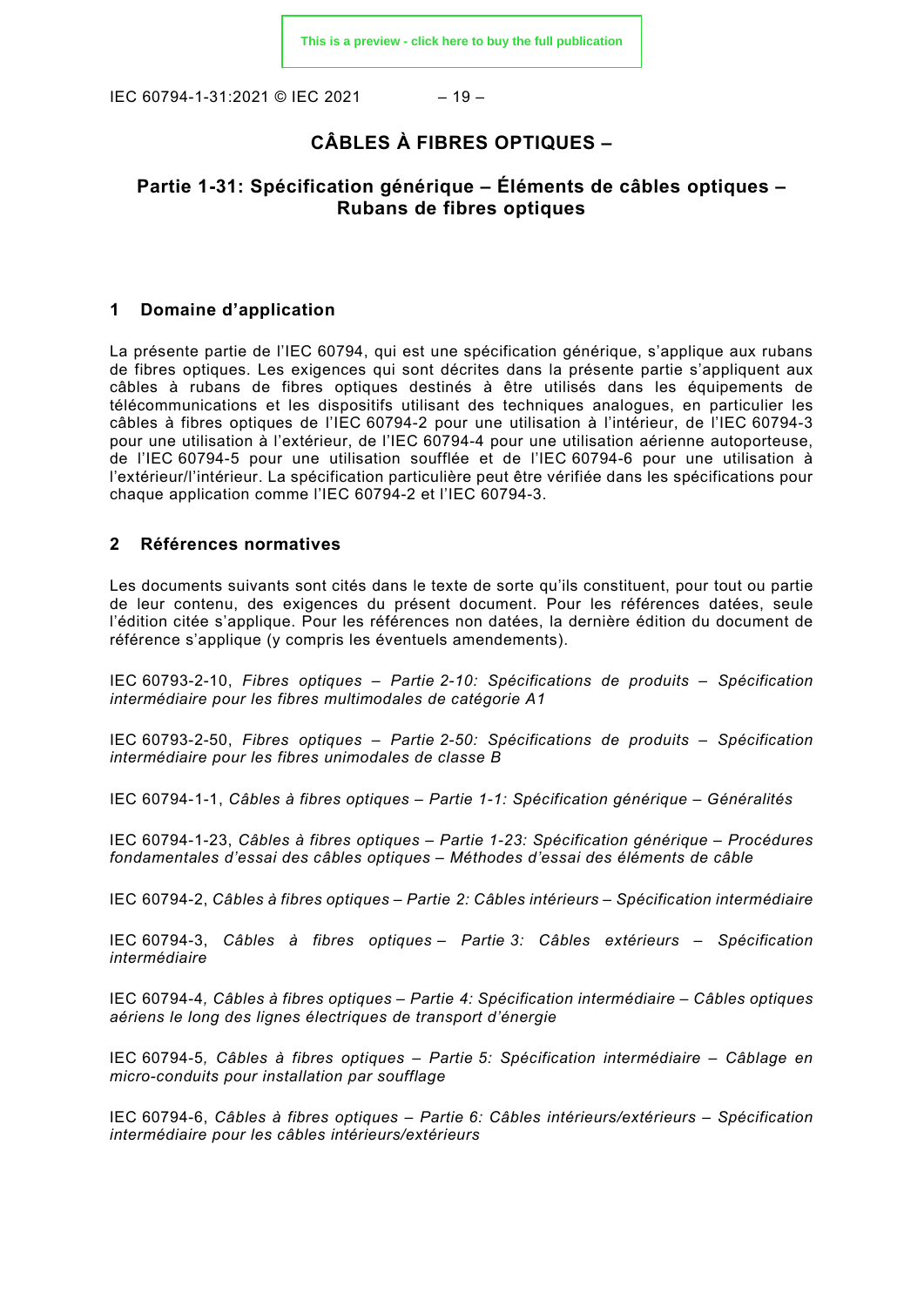# CÂBLES À FIBRES OPTIQUES –

## Partie 1-31: Spécification générique – Éléments de câbles optiques – Rubans de fibres optiques

## 1 Domaine d'application

La présente partie de l'IEC 60794, qui est une spécification générique, s'applique aux rubans de fibres optiques. Les exigences qui sont décrites dans la présente partie s'appliquent aux câbles à rubans de fibres optiques destinés à être utilisés dans les équipements de télécommunications et les dispositifs utilisant des techniques analogues, en particulier les câbles à fibres optiques de l'IEC 60794-2 pour une utilisation à l'intérieur, de l'IEC 60794-3 pour une utilisation à l'extérieur, de l'IEC 60794-4 pour une utilisation aérienne autoporteuse, de l'IEC 60794-5 pour une utilisation soufflée et de l'IEC 60794-6 pour une utilisation à l'extérieur/l'intérieur. La spécification particulière peut être vérifiée dans les spécifications pour chaque application comme l'IEC 60794-2 et l'IEC 60794-3.

## 2 Références normatives

Les documents suivants sont cités dans le texte de sorte qu'ils constituent, pour tout ou partie de leur contenu, des exigences du présent document. Pour les références datées, seule l'édition citée s'applique. Pour les références non datées, la dernière édition du document de référence s'applique (y compris les éventuels amendements).

IEC 60793-2-10, *Fibres optiques – Partie 2-10: Spécifications de produits – Spécification intermédiaire pour les fibres multimodales de catégorie A1*

IEC 60793-2-50, *Fibres optiques – Partie 2-50: Spécifications de produits – Spécification intermédiaire pour les fibres unimodales de classe B*

IEC 60794-1-1, *Câbles à fibres optiques – Partie 1-1: Spécification générique – Généralités*

IEC 60794-1-23, *Câbles à fibres optiques – Partie 1-23: Spécification générique – Procédures fondamentales d'essai des câbles optiques – Méthodes d'essai des éléments de câble*

IEC 60794-2, *Câbles à fibres optiques – Partie 2: Câbles intérieurs – Spécification intermédiaire*

IEC 60794-3, *Câbles à fibres optiques – Partie 3: Câbles extérieurs – Spécification intermédiaire*

IEC 60794-4, *Câbles à fibres optiques – Partie 4: Spécification intermédiaire – Câbles optiques aériens le long des lignes électriques de transport d'énergie*

IEC 60794-5, *Câbles à fibres optiques – Partie 5: Spécification intermédiaire – Câblage en micro-conduits pour installation par soufflage*

IEC 60794-6, *Câbles à fibres optiques – Partie 6: Câbles intérieurs/extérieurs – Spécification intermédiaire pour les câbles intérieurs/extérieurs*